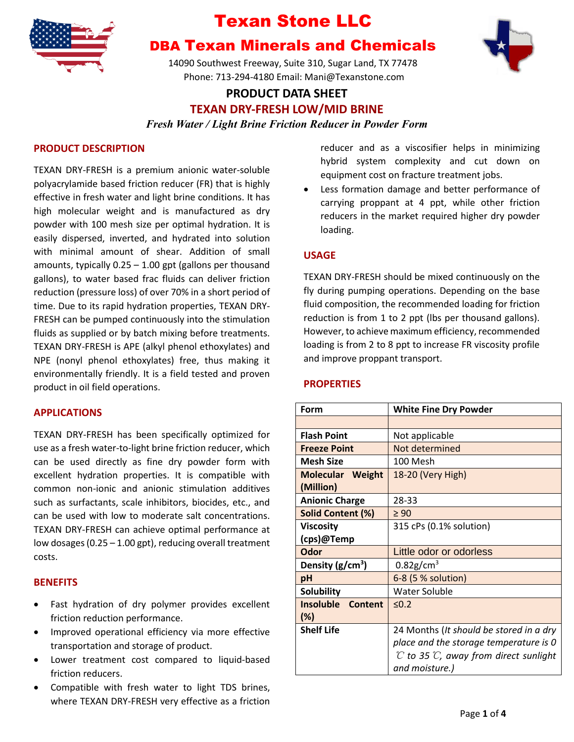# Texan Stone LLC

## DBA Texan Minerals and Chemicals

14090 Southwest Freeway, Suite 310, Sugar Land, TX 77478
Phone: 713-294-4180 Email: Mani@Texanstone.com

## PRODUCT DATA SHEET

## TEXAN DRY-FRESH LOW/MID BRINE

*Fresh Water / Light Brine Friction Reducer in Powder Form*

### PRODUCT DESCRIPTION

TEXAN DRY-FRESH is a premium anionic water-soluble polyacrylamide based friction reducer (FR) that is highly effective in fresh water and light brine conditions. It has high molecular weight and is manufactured as dry powder with 100 mesh size per optimal hydration. It is easily dispersed, inverted, and hydrated into solution with minimal amount of shear. Addition of small amounts, typically 0.25 – 1.00 gpt (gallons per thousand gallons), to water based frac fluids can deliver friction reduction (pressure loss) of over 70% in a short period of time. Due to its rapid hydration properties, TEXAN DRY-FRESH can be pumped continuously into the stimulation fluids as supplied or by batch mixing before treatments. TEXAN DRY-FRESH is APE (alkyl phenol ethoxylates) and NPE (nonyl phenol ethoxylates) free, thus making it environmentally friendly. It is a field tested and proven product in oil field operations.

### APPLICATIONS

TEXAN DRY-FRESH has been specifically optimized for use as a fresh water-to-light brine friction reducer, which can be used directly as fine dry powder form with excellent hydration properties. It is compatible with common non-ionic and anionic stimulation additives such as surfactants, scale inhibitors, biocides, etc., and can be used with low to moderate salt concentrations. TEXAN DRY-FRESH can achieve optimal performance at low dosages (0.25 – 1.00 gpt), reducing overall treatment costs.

### BENEFITS

- Fast hydration of dry polymer provides excellent friction reduction performance.
- Improved operational efficiency via more effective transportation and storage of product.
- Lower treatment cost compared to liquid-based friction reducers.
- Compatible with fresh water to light TDS brines, where TEXAN DRY-FRESH very effective as a friction reducer and as a viscosifier helps in minimizing hybrid system complexity and cut down on equipment cost on fracture treatment jobs.
- Less formation damage and better performance of carrying proppant at 4 ppt, while other friction reducers in the market required higher dry powder loading.

### USAGE

TEXAN DRY-FRESH should be mixed continuously on the fly during pumping operations. Depending on the base fluid composition, the recommended loading for friction reduction is from 1 to 2 ppt (lbs per thousand gallons). However, to achieve maximum efficiency, recommended loading is from 2 to 8 ppt to increase FR viscosity profile and improve proppant transport.

### PROPERTIES

| Form | White Fine Dry Powder |
|---|---|
| | |
| Flash Point | Not applicable |
| Freeze Point | Not determined |
| Mesh Size | 100 Mesh |
| Molecular Weight (Million) | 18-20 (Very High) |
| Anionic Charge | 28-33 |
| Solid Content (%) | ≥ 90 |
| Viscosity (cps)@Temp | 315 cPs (0.1% solution) |
| Odor | Little odor or odorless |
| Density (g/cm$^3$) | 0.82g/cm$^3$ |
| pH | 6-8 (5 % solution) |
| Solubility | Water Soluble |
| Insoluble Content (%) | ≤0.2 |
| Shelf Life | 24 Months (*It should be stored in a dry place and the storage temperature is 0 ℃ to 35 ℃, away from direct sunlight and moisture.*) |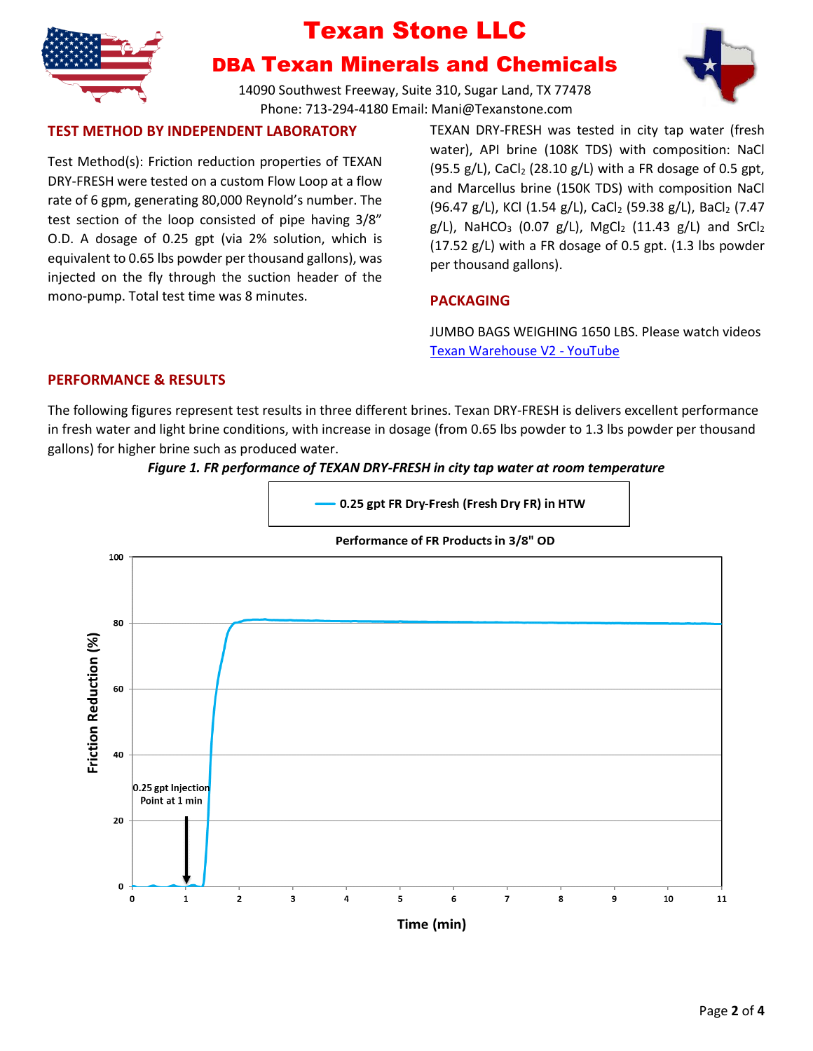# Texan Stone LLC

## DBA Texan Minerals and Chemicals

14090 Southwest Freeway, Suite 310, Sugar Land, TX 77478
Phone: 713-294-4180 Email: Mani@Texanstone.com

### TEST METHOD BY INDEPENDENT LABORATORY

Test Method(s): Friction reduction properties of TEXAN DRY-FRESH were tested on a custom Flow Loop at a flow rate of 6 gpm, generating 80,000 Reynold's number. The test section of the loop consisted of pipe having 3/8" O.D. A dosage of 0.25 gpt (via 2% solution, which is equivalent to 0.65 lbs powder per thousand gallons), was injected on the fly through the suction header of the mono-pump. Total test time was 8 minutes.

TEXAN DRY-FRESH was tested in city tap water (fresh water), API brine (108K TDS) with composition: NaCl (95.5 g/L), $CaCl_2$ (28.10 g/L) with a FR dosage of 0.5 gpt, and Marcellus brine (150K TDS) with composition NaCl (96.47 g/L), KCl (1.54 g/L), $CaCl_2$ (59.38 g/L), $BaCl_2$ (7.47 g/L), $NaHCO_3$ (0.07 g/L), $MgCl_2$ (11.43 g/L) and $SrCl_2$ (17.52 g/L) with a FR dosage of 0.5 gpt. (1.3 lbs powder per thousand gallons).

### PACKAGING

JUMBO BAGS WEIGHING 1650 LBS. Please watch videos [Texan Warehouse V2 - YouTube]

### PERFORMANCE & RESULTS

The following figures represent test results in three different brines. Texan DRY-FRESH is delivers excellent performance in fresh water and light brine conditions, with increase in dosage (from 0.65 lbs powder to 1.3 lbs powder per thousand gallons) for higher brine such as produced water.

***Figure 1. FR performance of TEXAN DRY-FRESH in city tap water at room temperature***

Performance of FR Products in 3/8" OD

Legend: 0.25 gpt FR Dry-Fresh (Fresh Dry FR) in HTW

Annotation: 0.25 gpt Injection Point at 1 min

Y-axis: Friction Reduction (%) (0–100); X-axis: Time (min) (0–11)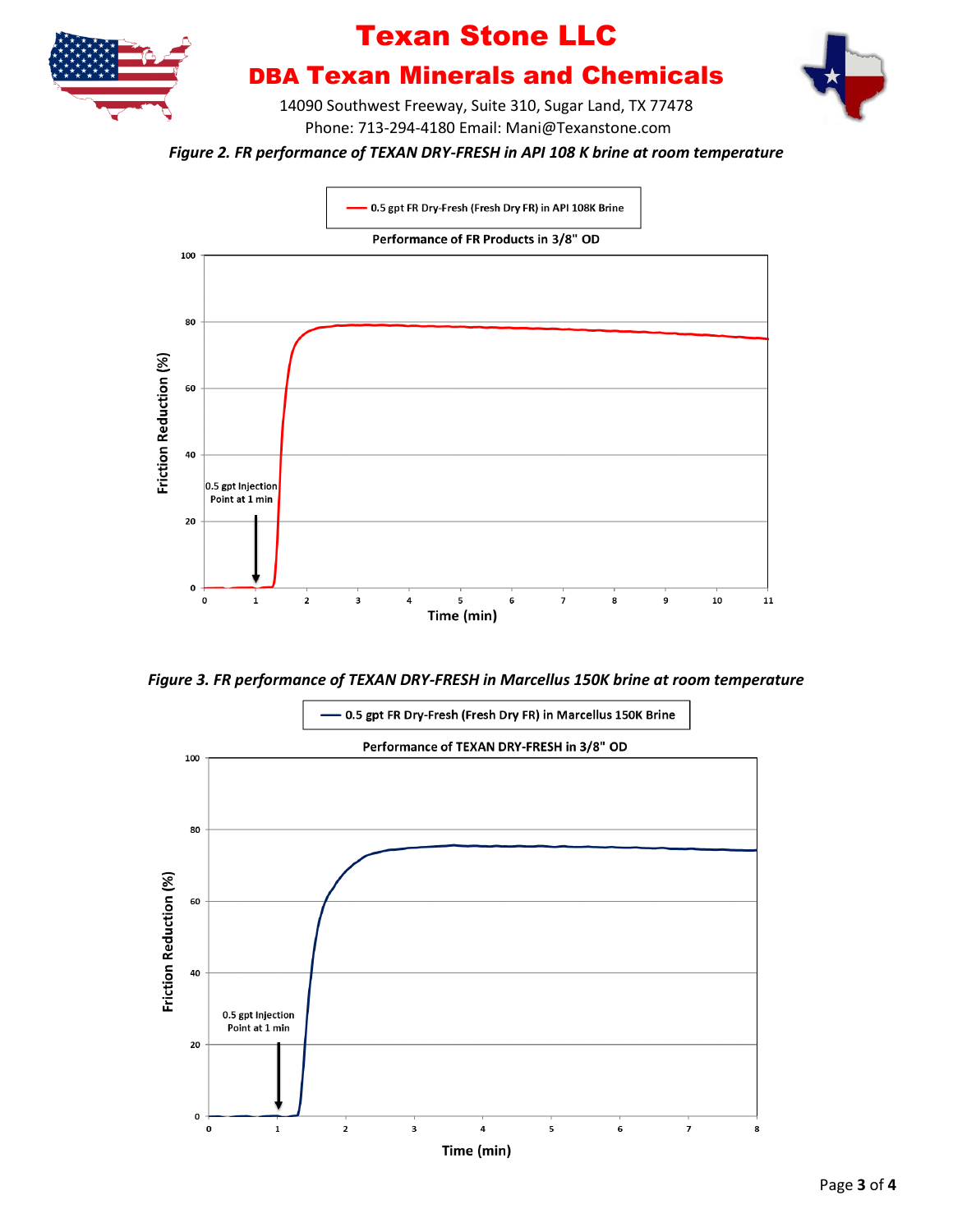# Texan Stone LLC

## DBA Texan Minerals and Chemicals

14090 Southwest Freeway, Suite 310, Sugar Land, TX 77478
Phone: 713-294-4180 Email: Mani@Texanstone.com

*Figure 2. FR performance of TEXAN DRY-FRESH in API 108 K brine at room temperature*

0.5 gpt FR Dry-Fresh (Fresh Dry FR) in API 108K Brine

Performance of FR Products in 3/8" OD

Friction Reduction (%)

0.5 gpt Injection Point at 1 min

Time (min)

*Figure 3. FR performance of TEXAN DRY-FRESH in Marcellus 150K brine at room temperature*

0.5 gpt FR Dry-Fresh (Fresh Dry FR) in Marcellus 150K Brine

Performance of TEXAN DRY-FRESH in 3/8" OD

Friction Reduction (%)

0.5 gpt Injection Point at 1 min

Time (min)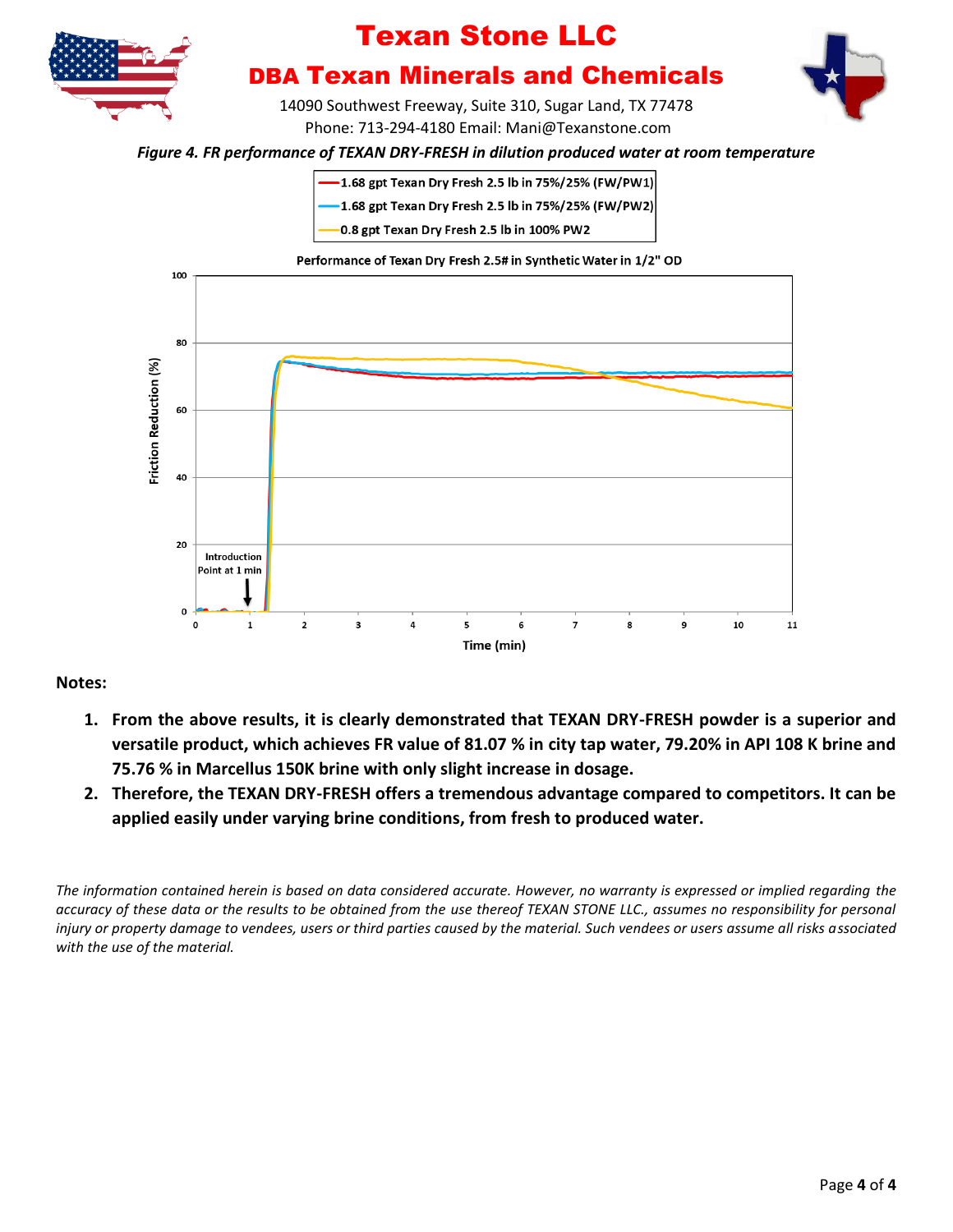# Texan Stone LLC

## DBA Texan Minerals and Chemicals

14090 Southwest Freeway, Suite 310, Sugar Land, TX 77478
Phone: 713-294-4180 Email: Mani@Texanstone.com

*Figure 4. FR performance of TEXAN DRY-FRESH in dilution produced water at room temperature*

1.68 gpt Texan Dry Fresh 2.5 lb in 75%/25% (FW/PW1)
1.68 gpt Texan Dry Fresh 2.5 lb in 75%/25% (FW/PW2)
0.8 gpt Texan Dry Fresh 2.5 lb in 100% PW2

Performance of Texan Dry Fresh 2.5# in Synthetic Water in 1/2" OD

Friction Reduction (%)
0
20
40
60
80
100

Time (min)
0 1 2 3 4 5 6 7 8 9 10 11

Introduction Point at 1 min

**Notes:**

1. **From the above results, it is clearly demonstrated that TEXAN DRY-FRESH powder is a superior and versatile product, which achieves FR value of 81.07 % in city tap water, 79.20% in API 108 K brine and 75.76 % in Marcellus 150K brine with only slight increase in dosage.**
2. **Therefore, the TEXAN DRY-FRESH offers a tremendous advantage compared to competitors. It can be applied easily under varying brine conditions, from fresh to produced water.**

*The information contained herein is based on data considered accurate. However, no warranty is expressed or implied regarding the accuracy of these data or the results to be obtained from the use thereof TEXAN STONE LLC., assumes no responsibility for personal injury or property damage to vendees, users or third parties caused by the material. Such vendees or users assume all risks associated with the use of the material.*